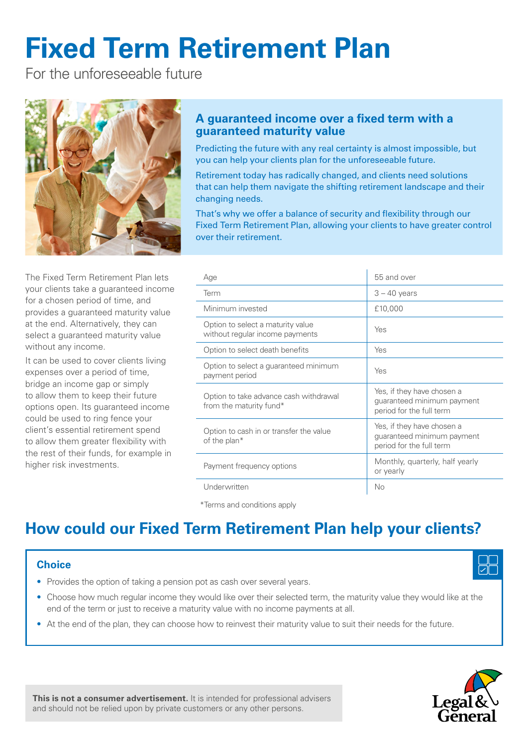# Fixed Term Retirement Plan

For the unforeseeable future

## A guaranteed income over a fixed term with a guaranteed maturity value

Predicting the future with any real certainty is almost impossible, but you can help your clients plan for the unforeseeable future.

Retirement today has radically changed, and clients need solutions that can help them navigate the shifting retirement landscape and their changing needs.

That's why we offer a balance of security and flexibility through our Fixed Term Retirement Plan, allowing your clients to have greater control over their retirement.

The Fixed Term Retirement Plan lets your clients take a guaranteed income for a chosen period of time, and provides a guaranteed maturity value at the end. Alternatively, they can select a guaranteed maturity value without any income.

It can be used to cover clients living expenses over a period of time, bridge an income gap or simply to allow them to keep their future options open. Its guaranteed income could be used to ring fence your client's essential retirement spend to allow them greater flexibility with the rest of their funds, for example in higher risk investments.

| | |
|---|---|
| Age | 55 and over |
| Term | 3 – 40 years |
| Minimum invested | £10,000 |
| Option to select a maturity value without regular income payments | Yes |
| Option to select death benefits | Yes |
| Option to select a guaranteed minimum payment period | Yes |
| Option to take advance cash withdrawal from the maturity fund* | Yes, if they have chosen a guaranteed minimum payment period for the full term |
| Option to cash in or transfer the value of the plan* | Yes, if they have chosen a guaranteed minimum payment period for the full term |
| Payment frequency options | Monthly, quarterly, half yearly or yearly |
| Underwritten | No |

*Terms and conditions apply

## How could our Fixed Term Retirement Plan help your clients?

### Choice

- Provides the option of taking a pension pot as cash over several years.
- Choose how much regular income they would like over their selected term, the maturity value they would like at the end of the term or just to receive a maturity value with no income payments at all.
- At the end of the plan, they can choose how to reinvest their maturity value to suit their needs for the future.

**This is not a consumer advertisement.** It is intended for professional advisers and should not be relied upon by private customers or any other persons.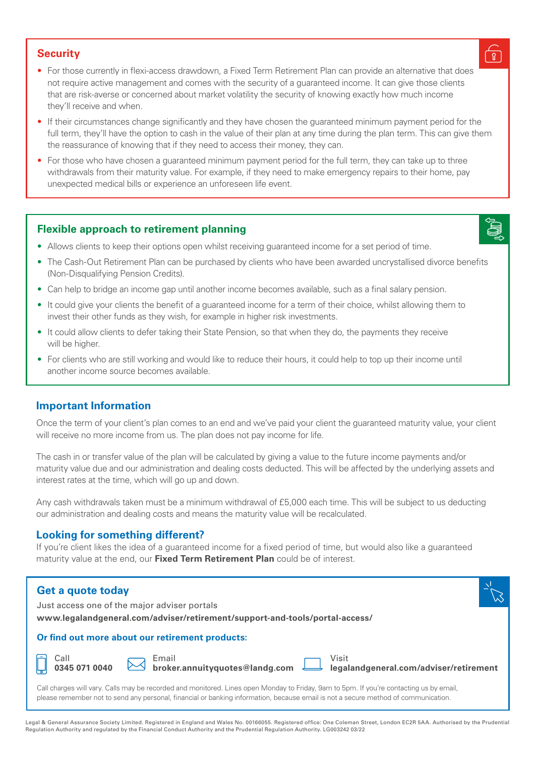## Security

- For those currently in flexi-access drawdown, a Fixed Term Retirement Plan can provide an alternative that does not require active management and comes with the security of a guaranteed income. It can give those clients that are risk-averse or concerned about market volatility the security of knowing exactly how much income they'll receive and when.
- If their circumstances change significantly and they have chosen the guaranteed minimum payment period for the full term, they'll have the option to cash in the value of their plan at any time during the plan term. This can give them the reassurance of knowing that if they need to access their money, they can.
- For those who have chosen a guaranteed minimum payment period for the full term, they can take up to three withdrawals from their maturity value. For example, if they need to make emergency repairs to their home, pay unexpected medical bills or experience an unforeseen life event.

## Flexible approach to retirement planning

- Allows clients to keep their options open whilst receiving guaranteed income for a set period of time.
- The Cash-Out Retirement Plan can be purchased by clients who have been awarded uncrystallised divorce benefits (Non-Disqualifying Pension Credits).
- Can help to bridge an income gap until another income becomes available, such as a final salary pension.
- It could give your clients the benefit of a guaranteed income for a term of their choice, whilst allowing them to invest their other funds as they wish, for example in higher risk investments.
- It could allow clients to defer taking their State Pension, so that when they do, the payments they receive will be higher.
- For clients who are still working and would like to reduce their hours, it could help to top up their income until another income source becomes available.

## Important Information

Once the term of your client's plan comes to an end and we've paid your client the guaranteed maturity value, your client will receive no more income from us. The plan does not pay income for life.

The cash in or transfer value of the plan will be calculated by giving a value to the future income payments and/or maturity value due and our administration and dealing costs deducted. This will be affected by the underlying assets and interest rates at the time, which will go up and down.

Any cash withdrawals taken must be a minimum withdrawal of £5,000 each time. This will be subject to us deducting our administration and dealing costs and means the maturity value will be recalculated.

## Looking for something different?

If you're client likes the idea of a guaranteed income for a fixed period of time, but would also like a guaranteed maturity value at the end, our **Fixed Term Retirement Plan** could be of interest.

## Get a quote today

Just access one of the major adviser portals
**www.legalandgeneral.com/adviser/retirement/support-and-tools/portal-access/**

### Or find out more about our retirement products:

Call
**0345 071 0040**

Email
**broker.annuityquotes@landg.com**

Visit
**legalandgeneral.com/adviser/retirement**

Call charges will vary. Calls may be recorded and monitored. Lines open Monday to Friday, 9am to 5pm. If you're contacting us by email, please remember not to send any personal, financial or banking information, because email is not a secure method of communication.

Legal & General Assurance Society Limited. Registered in England and Wales No. 00166055. Registered office: One Coleman Street, London EC2R 5AA. Authorised by the Prudential Regulation Authority and regulated by the Financial Conduct Authority and the Prudential Regulation Authority. LG003242 03/22